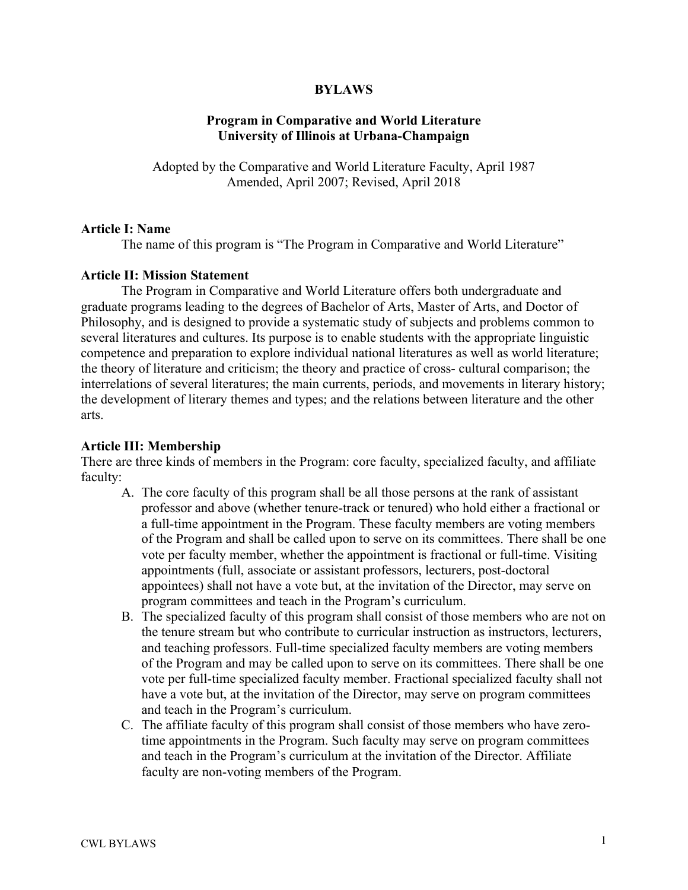# BYLAWS

## Program in Comparative and World Literature
## University of Illinois at Urbana-Champaign

Adopted by the Comparative and World Literature Faculty, April 1987
Amended, April 2007; Revised, April 2018

**Article I: Name**

The name of this program is "The Program in Comparative and World Literature"

**Article II: Mission Statement**

The Program in Comparative and World Literature offers both undergraduate and graduate programs leading to the degrees of Bachelor of Arts, Master of Arts, and Doctor of Philosophy, and is designed to provide a systematic study of subjects and problems common to several literatures and cultures. Its purpose is to enable students with the appropriate linguistic competence and preparation to explore individual national literatures as well as world literature; the theory of literature and criticism; the theory and practice of cross- cultural comparison; the interrelations of several literatures; the main currents, periods, and movements in literary history; the development of literary themes and types; and the relations between literature and the other arts.

**Article III: Membership**

There are three kinds of members in the Program: core faculty, specialized faculty, and affiliate faculty:

A. The core faculty of this program shall be all those persons at the rank of assistant professor and above (whether tenure-track or tenured) who hold either a fractional or a full-time appointment in the Program. These faculty members are voting members of the Program and shall be called upon to serve on its committees. There shall be one vote per faculty member, whether the appointment is fractional or full-time. Visiting appointments (full, associate or assistant professors, lecturers, post-doctoral appointees) shall not have a vote but, at the invitation of the Director, may serve on program committees and teach in the Program's curriculum.
B. The specialized faculty of this program shall consist of those members who are not on the tenure stream but who contribute to curricular instruction as instructors, lecturers, and teaching professors. Full-time specialized faculty members are voting members of the Program and may be called upon to serve on its committees. There shall be one vote per full-time specialized faculty member. Fractional specialized faculty shall not have a vote but, at the invitation of the Director, may serve on program committees and teach in the Program's curriculum.
C. The affiliate faculty of this program shall consist of those members who have zero-time appointments in the Program. Such faculty may serve on program committees and teach in the Program's curriculum at the invitation of the Director. Affiliate faculty are non-voting members of the Program.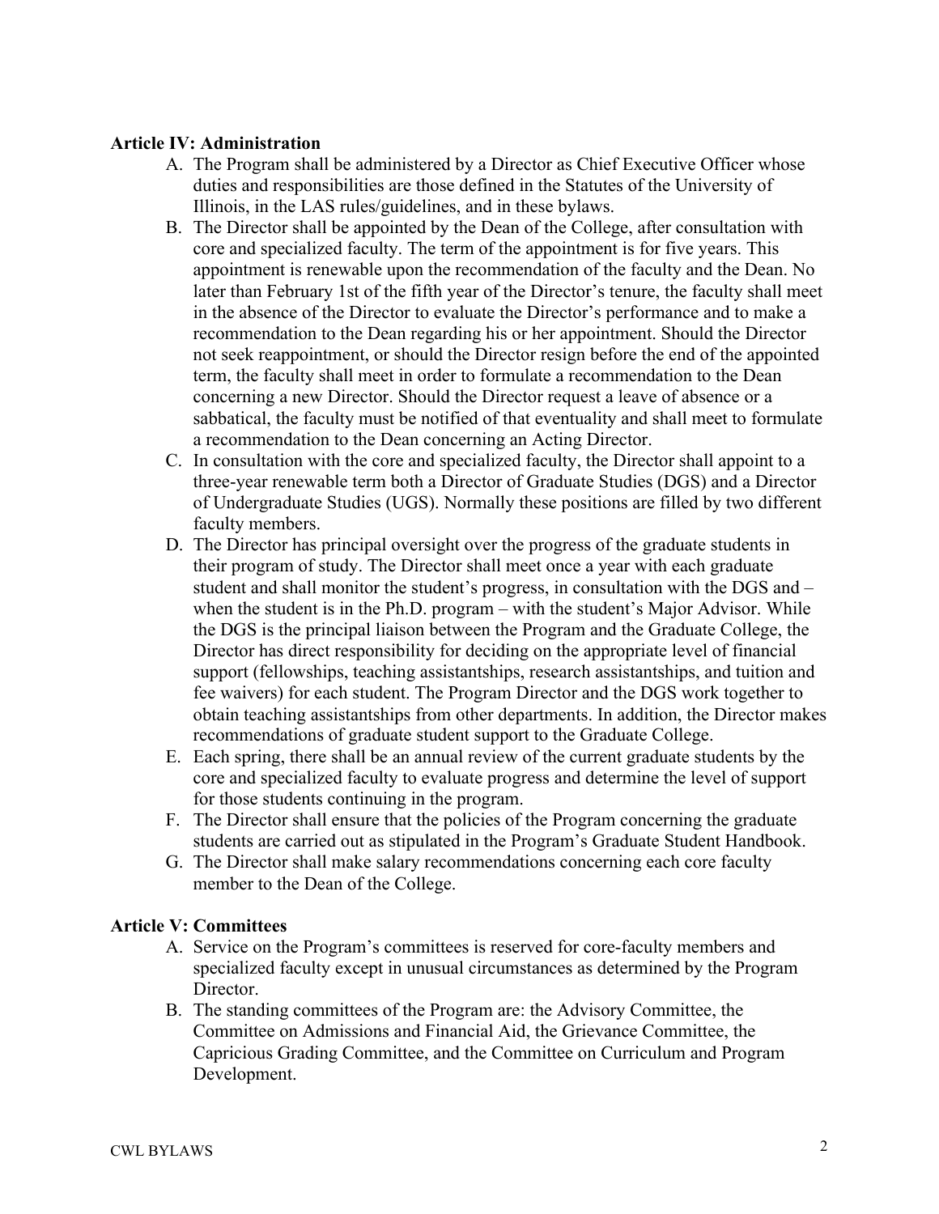**Article IV: Administration**

A. The Program shall be administered by a Director as Chief Executive Officer whose duties and responsibilities are those defined in the Statutes of the University of Illinois, in the LAS rules/guidelines, and in these bylaws.
B. The Director shall be appointed by the Dean of the College, after consultation with core and specialized faculty. The term of the appointment is for five years. This appointment is renewable upon the recommendation of the faculty and the Dean. No later than February 1st of the fifth year of the Director's tenure, the faculty shall meet in the absence of the Director to evaluate the Director's performance and to make a recommendation to the Dean regarding his or her appointment. Should the Director not seek reappointment, or should the Director resign before the end of the appointed term, the faculty shall meet in order to formulate a recommendation to the Dean concerning a new Director. Should the Director request a leave of absence or a sabbatical, the faculty must be notified of that eventuality and shall meet to formulate a recommendation to the Dean concerning an Acting Director.
C. In consultation with the core and specialized faculty, the Director shall appoint to a three-year renewable term both a Director of Graduate Studies (DGS) and a Director of Undergraduate Studies (UGS). Normally these positions are filled by two different faculty members.
D. The Director has principal oversight over the progress of the graduate students in their program of study. The Director shall meet once a year with each graduate student and shall monitor the student's progress, in consultation with the DGS and – when the student is in the Ph.D. program – with the student's Major Advisor. While the DGS is the principal liaison between the Program and the Graduate College, the Director has direct responsibility for deciding on the appropriate level of financial support (fellowships, teaching assistantships, research assistantships, and tuition and fee waivers) for each student. The Program Director and the DGS work together to obtain teaching assistantships from other departments. In addition, the Director makes recommendations of graduate student support to the Graduate College.
E. Each spring, there shall be an annual review of the current graduate students by the core and specialized faculty to evaluate progress and determine the level of support for those students continuing in the program.
F. The Director shall ensure that the policies of the Program concerning the graduate students are carried out as stipulated in the Program's Graduate Student Handbook.
G. The Director shall make salary recommendations concerning each core faculty member to the Dean of the College.

**Article V: Committees**

A. Service on the Program's committees is reserved for core-faculty members and specialized faculty except in unusual circumstances as determined by the Program Director.
B. The standing committees of the Program are: the Advisory Committee, the Committee on Admissions and Financial Aid, the Grievance Committee, the Capricious Grading Committee, and the Committee on Curriculum and Program Development.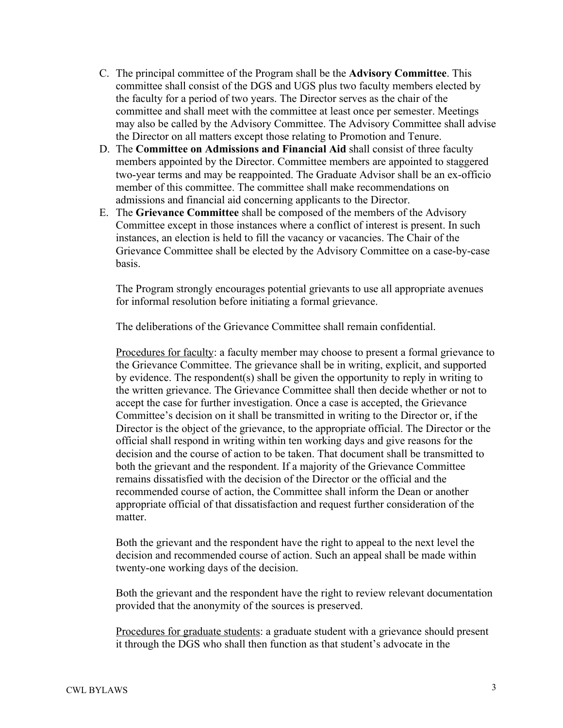C. The principal committee of the Program shall be the **Advisory Committee**. This committee shall consist of the DGS and UGS plus two faculty members elected by the faculty for a period of two years. The Director serves as the chair of the committee and shall meet with the committee at least once per semester. Meetings may also be called by the Advisory Committee. The Advisory Committee shall advise the Director on all matters except those relating to Promotion and Tenure.

D. The **Committee on Admissions and Financial Aid** shall consist of three faculty members appointed by the Director. Committee members are appointed to staggered two-year terms and may be reappointed. The Graduate Advisor shall be an ex-officio member of this committee. The committee shall make recommendations on admissions and financial aid concerning applicants to the Director.

E. The **Grievance Committee** shall be composed of the members of the Advisory Committee except in those instances where a conflict of interest is present. In such instances, an election is held to fill the vacancy or vacancies. The Chair of the Grievance Committee shall be elected by the Advisory Committee on a case-by-case basis.

   The Program strongly encourages potential grievants to use all appropriate avenues for informal resolution before initiating a formal grievance.

   The deliberations of the Grievance Committee shall remain confidential.

   <u>Procedures for faculty</u>: a faculty member may choose to present a formal grievance to the Grievance Committee. The grievance shall be in writing, explicit, and supported by evidence. The respondent(s) shall be given the opportunity to reply in writing to the written grievance. The Grievance Committee shall then decide whether or not to accept the case for further investigation. Once a case is accepted, the Grievance Committee's decision on it shall be transmitted in writing to the Director or, if the Director is the object of the grievance, to the appropriate official. The Director or the official shall respond in writing within ten working days and give reasons for the decision and the course of action to be taken. That document shall be transmitted to both the grievant and the respondent. If a majority of the Grievance Committee remains dissatisfied with the decision of the Director or the official and the recommended course of action, the Committee shall inform the Dean or another appropriate official of that dissatisfaction and request further consideration of the matter.

   Both the grievant and the respondent have the right to appeal to the next level the decision and recommended course of action. Such an appeal shall be made within twenty-one working days of the decision.

   Both the grievant and the respondent have the right to review relevant documentation provided that the anonymity of the sources is preserved.

   <u>Procedures for graduate students</u>: a graduate student with a grievance should present it through the DGS who shall then function as that student's advocate in the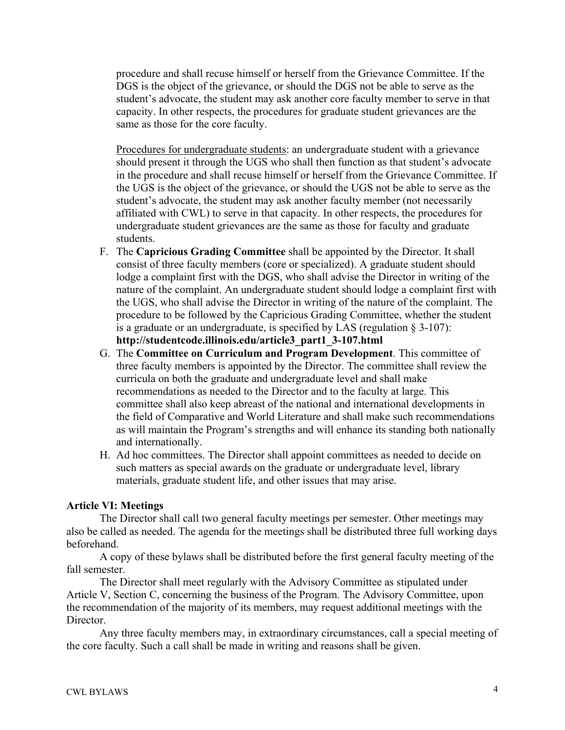procedure and shall recuse himself or herself from the Grievance Committee. If the DGS is the object of the grievance, or should the DGS not be able to serve as the student's advocate, the student may ask another core faculty member to serve in that capacity. In other respects, the procedures for graduate student grievances are the same as those for the core faculty.

<u>Procedures for undergraduate students</u>: an undergraduate student with a grievance should present it through the UGS who shall then function as that student's advocate in the procedure and shall recuse himself or herself from the Grievance Committee. If the UGS is the object of the grievance, or should the UGS not be able to serve as the student's advocate, the student may ask another faculty member (not necessarily affiliated with CWL) to serve in that capacity. In other respects, the procedures for undergraduate student grievances are the same as those for faculty and graduate students.

F. The **Capricious Grading Committee** shall be appointed by the Director. It shall consist of three faculty members (core or specialized). A graduate student should lodge a complaint first with the DGS, who shall advise the Director in writing of the nature of the complaint. An undergraduate student should lodge a complaint first with the UGS, who shall advise the Director in writing of the nature of the complaint. The procedure to be followed by the Capricious Grading Committee, whether the student is a graduate or an undergraduate, is specified by LAS (regulation § 3-107): **http://studentcode.illinois.edu/article3_part1_3-107.html**
G. The **Committee on Curriculum and Program Development**. This committee of three faculty members is appointed by the Director. The committee shall review the curricula on both the graduate and undergraduate level and shall make recommendations as needed to the Director and to the faculty at large. This committee shall also keep abreast of the national and international developments in the field of Comparative and World Literature and shall make such recommendations as will maintain the Program's strengths and will enhance its standing both nationally and internationally.
H. Ad hoc committees. The Director shall appoint committees as needed to decide on such matters as special awards on the graduate or undergraduate level, library materials, graduate student life, and other issues that may arise.

**Article VI: Meetings**

The Director shall call two general faculty meetings per semester. Other meetings may also be called as needed. The agenda for the meetings shall be distributed three full working days beforehand.

A copy of these bylaws shall be distributed before the first general faculty meeting of the fall semester.

The Director shall meet regularly with the Advisory Committee as stipulated under Article V, Section C, concerning the business of the Program. The Advisory Committee, upon the recommendation of the majority of its members, may request additional meetings with the Director.

Any three faculty members may, in extraordinary circumstances, call a special meeting of the core faculty. Such a call shall be made in writing and reasons shall be given.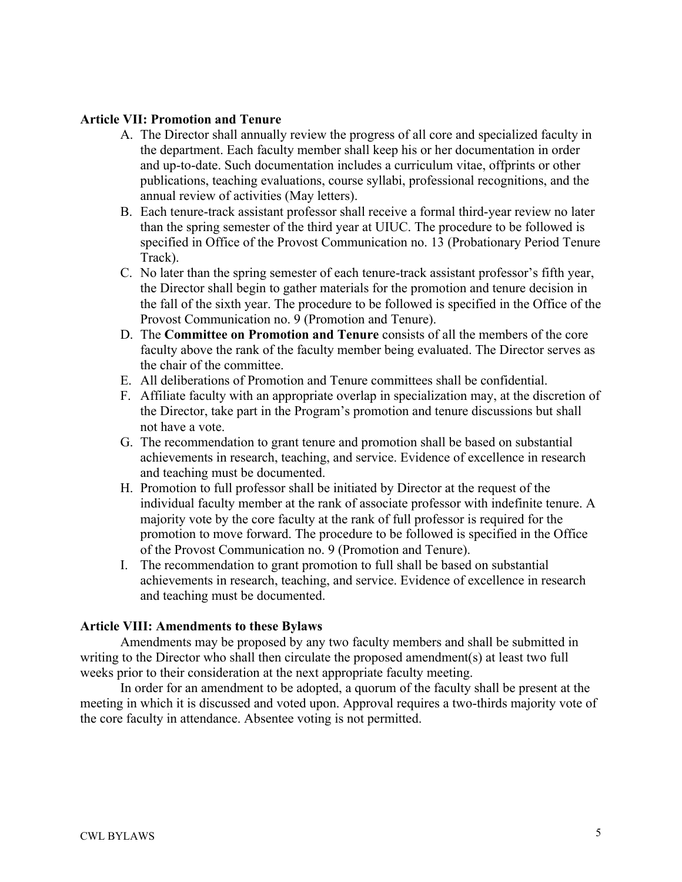**Article VII: Promotion and Tenure**

A. The Director shall annually review the progress of all core and specialized faculty in the department. Each faculty member shall keep his or her documentation in order and up-to-date. Such documentation includes a curriculum vitae, offprints or other publications, teaching evaluations, course syllabi, professional recognitions, and the annual review of activities (May letters).

B. Each tenure-track assistant professor shall receive a formal third-year review no later than the spring semester of the third year at UIUC. The procedure to be followed is specified in Office of the Provost Communication no. 13 (Probationary Period Tenure Track).

C. No later than the spring semester of each tenure-track assistant professor's fifth year, the Director shall begin to gather materials for the promotion and tenure decision in the fall of the sixth year. The procedure to be followed is specified in the Office of the Provost Communication no. 9 (Promotion and Tenure).

D. The **Committee on Promotion and Tenure** consists of all the members of the core faculty above the rank of the faculty member being evaluated. The Director serves as the chair of the committee.

E. All deliberations of Promotion and Tenure committees shall be confidential.

F. Affiliate faculty with an appropriate overlap in specialization may, at the discretion of the Director, take part in the Program's promotion and tenure discussions but shall not have a vote.

G. The recommendation to grant tenure and promotion shall be based on substantial achievements in research, teaching, and service. Evidence of excellence in research and teaching must be documented.

H. Promotion to full professor shall be initiated by Director at the request of the individual faculty member at the rank of associate professor with indefinite tenure. A majority vote by the core faculty at the rank of full professor is required for the promotion to move forward. The procedure to be followed is specified in the Office of the Provost Communication no. 9 (Promotion and Tenure).

I. The recommendation to grant promotion to full shall be based on substantial achievements in research, teaching, and service. Evidence of excellence in research and teaching must be documented.

**Article VIII: Amendments to these Bylaws**

Amendments may be proposed by any two faculty members and shall be submitted in writing to the Director who shall then circulate the proposed amendment(s) at least two full weeks prior to their consideration at the next appropriate faculty meeting.

In order for an amendment to be adopted, a quorum of the faculty shall be present at the meeting in which it is discussed and voted upon. Approval requires a two-thirds majority vote of the core faculty in attendance. Absentee voting is not permitted.